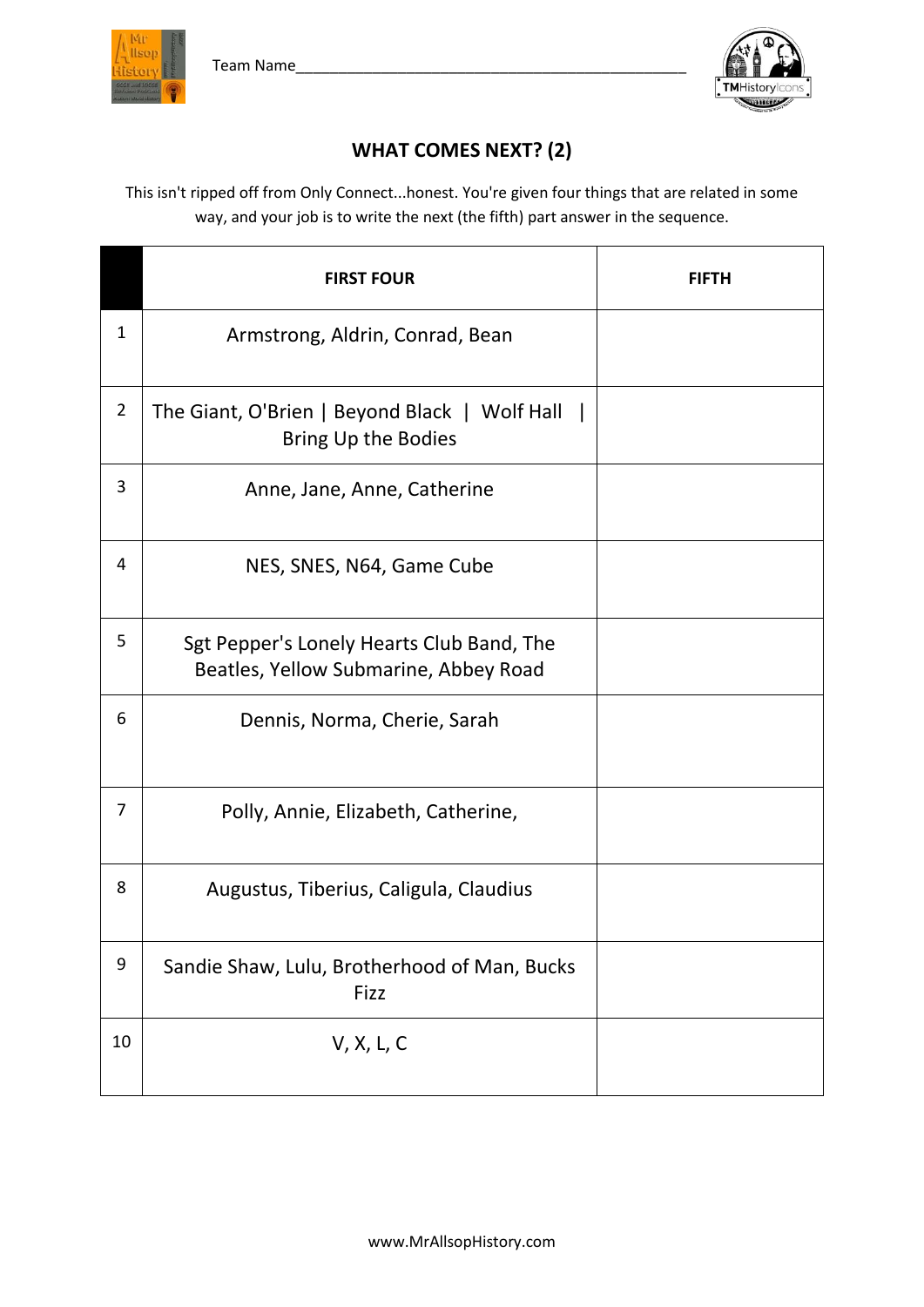Team Name\_\_\_\_\_\_\_\_\_\_\_\_\_\_\_\_\_\_\_\_\_\_\_\_\_\_\_\_\_\_\_\_\_\_\_\_\_\_\_\_\_\_\_\_\_\_\_\_\_\_

## WHAT COMES NEXT? (2)

This isn't ripped off from Only Connect...honest. You're given four things that are related in some way, and your job is to write the next (the fifth) part answer in the sequence.

| | FIRST FOUR | FIFTH |
|---|---|---|
| 1 | Armstrong, Aldrin, Conrad, Bean | |
| 2 | The Giant, O'Brien \| Beyond Black \| Wolf Hall \| Bring Up the Bodies | |
| 3 | Anne, Jane, Anne, Catherine | |
| 4 | NES, SNES, N64, Game Cube | |
| 5 | Sgt Pepper's Lonely Hearts Club Band, The Beatles, Yellow Submarine, Abbey Road | |
| 6 | Dennis, Norma, Cherie, Sarah | |
| 7 | Polly, Annie, Elizabeth, Catherine, | |
| 8 | Augustus, Tiberius, Caligula, Claudius | |
| 9 | Sandie Shaw, Lulu, Brotherhood of Man, Bucks Fizz | |
| 10 | V, X, L, C | |

www.MrAllsopHistory.com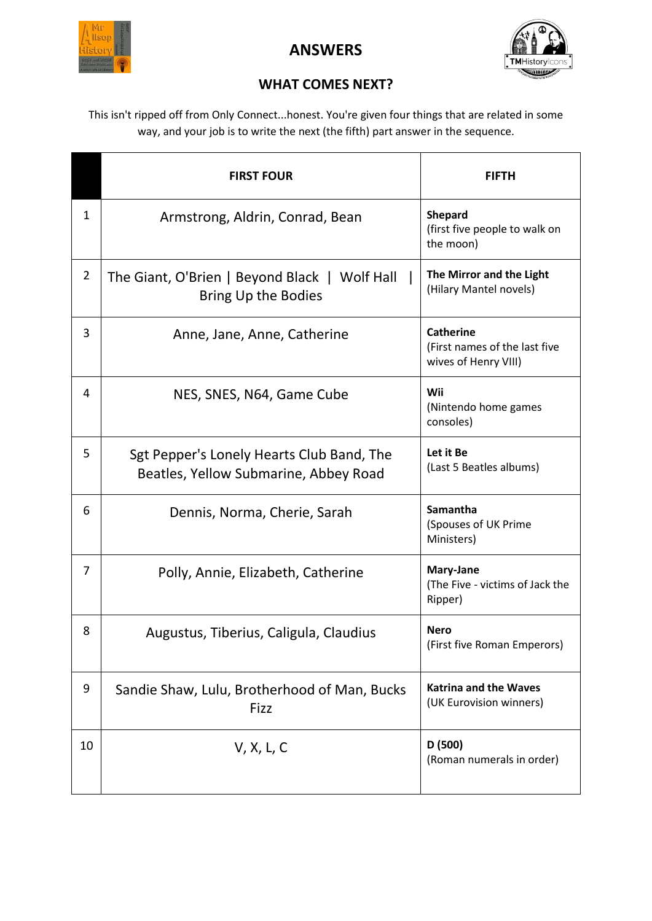# ANSWERS

## WHAT COMES NEXT?

This isn't ripped off from Only Connect...honest. You're given four things that are related in some way, and your job is to write the next (the fifth) part answer in the sequence.

| | FIRST FOUR | FIFTH |
|---|---|---|
| 1 | Armstrong, Aldrin, Conrad, Bean | **Shepard** (first five people to walk on the moon) |
| 2 | The Giant, O'Brien \| Beyond Black \| Wolf Hall \| Bring Up the Bodies | **The Mirror and the Light** (Hilary Mantel novels) |
| 3 | Anne, Jane, Anne, Catherine | **Catherine** (First names of the last five wives of Henry VIII) |
| 4 | NES, SNES, N64, Game Cube | **Wii** (Nintendo home games consoles) |
| 5 | Sgt Pepper's Lonely Hearts Club Band, The Beatles, Yellow Submarine, Abbey Road | **Let it Be** (Last 5 Beatles albums) |
| 6 | Dennis, Norma, Cherie, Sarah | **Samantha** (Spouses of UK Prime Ministers) |
| 7 | Polly, Annie, Elizabeth, Catherine | **Mary-Jane** (The Five - victims of Jack the Ripper) |
| 8 | Augustus, Tiberius, Caligula, Claudius | **Nero** (First five Roman Emperors) |
| 9 | Sandie Shaw, Lulu, Brotherhood of Man, Bucks Fizz | **Katrina and the Waves** (UK Eurovision winners) |
| 10 | V, X, L, C | **D (500)** (Roman numerals in order) |